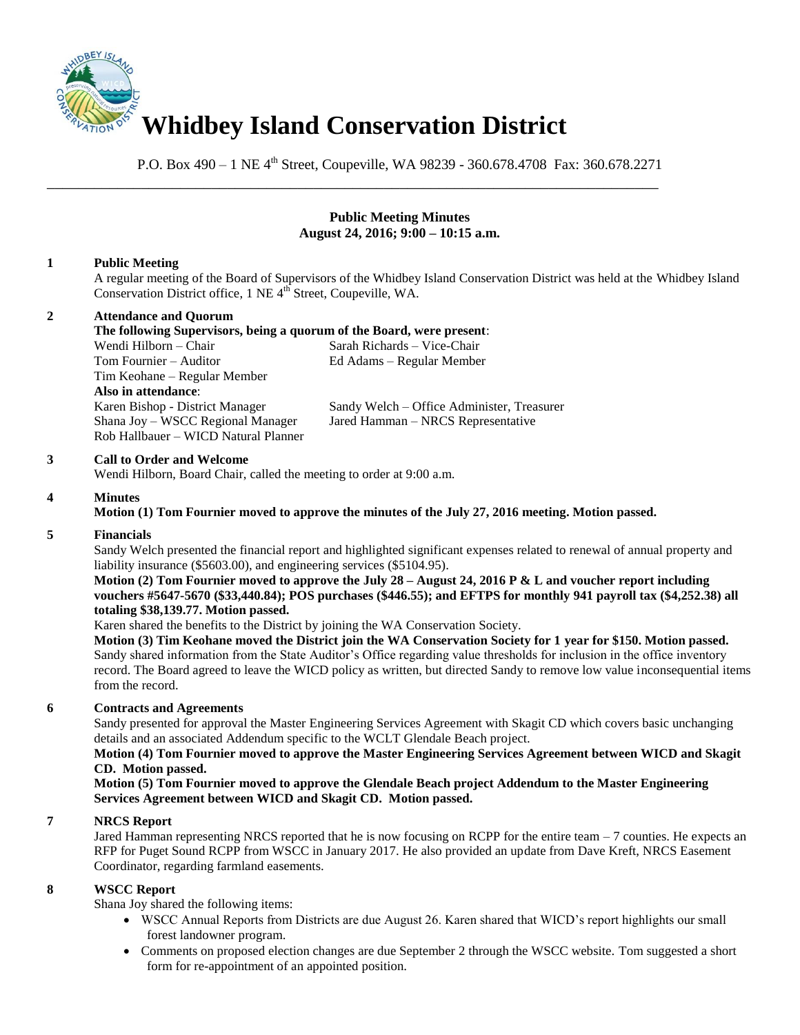# Whidbey Island Conservation District

P.O. Box 490 – 1 NE 4th Street, Coupeville, WA 98239 - 360.678.4708 Fax: 360.678.2271

---

**Public Meeting Minutes**
**August 24, 2016; 9:00 – 10:15 a.m.**

**1 Public Meeting**

A regular meeting of the Board of Supervisors of the Whidbey Island Conservation District was held at the Whidbey Island Conservation District office, 1 NE 4th Street, Coupeville, WA.

**2 Attendance and Quorum**

**The following Supervisors, being a quorum of the Board, were present**:

Wendi Hilborn – Chair
Sarah Richards – Vice-Chair
Tom Fournier – Auditor
Ed Adams – Regular Member
Tim Keohane – Regular Member

**Also in attendance**:

Karen Bishop - District Manager
Sandy Welch – Office Administer, Treasurer
Shana Joy – WSCC Regional Manager
Jared Hamman – NRCS Representative
Rob Hallbauer – WICD Natural Planner

**3 Call to Order and Welcome**

Wendi Hilborn, Board Chair, called the meeting to order at 9:00 a.m.

**4 Minutes**

**Motion (1) Tom Fournier moved to approve the minutes of the July 27, 2016 meeting. Motion passed.**

**5 Financials**

Sandy Welch presented the financial report and highlighted significant expenses related to renewal of annual property and liability insurance ($5603.00), and engineering services ($5104.95).

**Motion (2) Tom Fournier moved to approve the July 28 – August 24, 2016 P & L and voucher report including vouchers #5647-5670 ($33,440.84); POS purchases ($446.55); and EFTPS for monthly 941 payroll tax ($4,252.38) all totaling $38,139.77. Motion passed.**

Karen shared the benefits to the District by joining the WA Conservation Society.

**Motion (3) Tim Keohane moved the District join the WA Conservation Society for 1 year for $150. Motion passed.**

Sandy shared information from the State Auditor's Office regarding value thresholds for inclusion in the office inventory record. The Board agreed to leave the WICD policy as written, but directed Sandy to remove low value inconsequential items from the record.

**6 Contracts and Agreements**

Sandy presented for approval the Master Engineering Services Agreement with Skagit CD which covers basic unchanging details and an associated Addendum specific to the WCLT Glendale Beach project.

**Motion (4) Tom Fournier moved to approve the Master Engineering Services Agreement between WICD and Skagit CD. Motion passed.**

**Motion (5) Tom Fournier moved to approve the Glendale Beach project Addendum to the Master Engineering Services Agreement between WICD and Skagit CD. Motion passed.**

**7 NRCS Report**

Jared Hamman representing NRCS reported that he is now focusing on RCPP for the entire team – 7 counties. He expects an RFP for Puget Sound RCPP from WSCC in January 2017. He also provided an update from Dave Kreft, NRCS Easement Coordinator, regarding farmland easements.

**8 WSCC Report**

Shana Joy shared the following items:

- WSCC Annual Reports from Districts are due August 26. Karen shared that WICD's report highlights our small forest landowner program.
- Comments on proposed election changes are due September 2 through the WSCC website. Tom suggested a short form for re-appointment of an appointed position.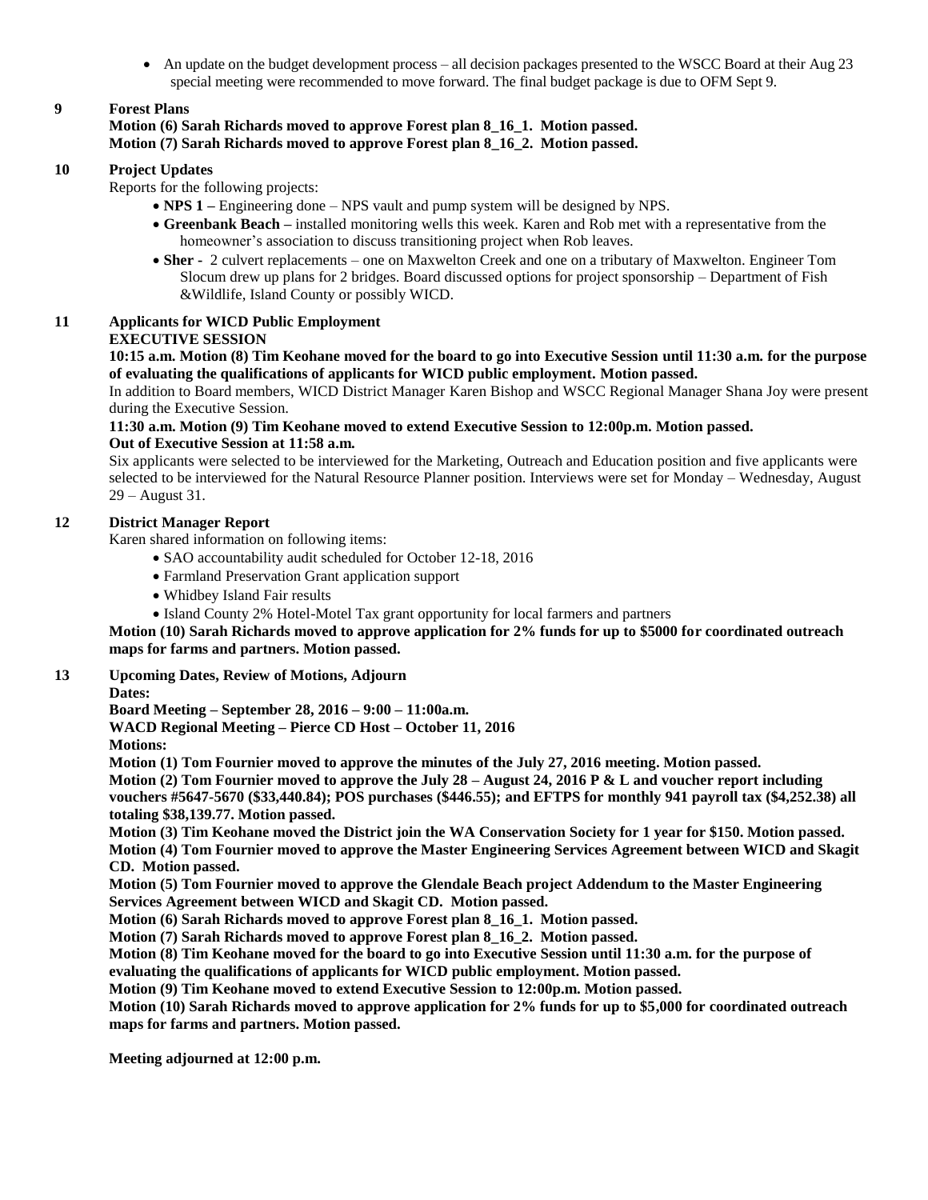- An update on the budget development process – all decision packages presented to the WSCC Board at their Aug 23 special meeting were recommended to move forward. The final budget package is due to OFM Sept 9.

**9 Forest Plans**

**Motion (6) Sarah Richards moved to approve Forest plan 8_16_1. Motion passed.**
**Motion (7) Sarah Richards moved to approve Forest plan 8_16_2. Motion passed.**

**10 Project Updates**

Reports for the following projects:

- **NPS 1 –** Engineering done – NPS vault and pump system will be designed by NPS.
- **Greenbank Beach –** installed monitoring wells this week. Karen and Rob met with a representative from the homeowner's association to discuss transitioning project when Rob leaves.
- **Sher -** 2 culvert replacements – one on Maxwelton Creek and one on a tributary of Maxwelton. Engineer Tom Slocum drew up plans for 2 bridges. Board discussed options for project sponsorship – Department of Fish &Wildlife, Island County or possibly WICD.

**11 Applicants for WICD Public Employment**

**EXECUTIVE SESSION**

**10:15 a.m. Motion (8) Tim Keohane moved for the board to go into Executive Session until 11:30 a.m. for the purpose of evaluating the qualifications of applicants for WICD public employment. Motion passed.**

In addition to Board members, WICD District Manager Karen Bishop and WSCC Regional Manager Shana Joy were present during the Executive Session.

**11:30 a.m. Motion (9) Tim Keohane moved to extend Executive Session to 12:00p.m. Motion passed.**
**Out of Executive Session at 11:58 a.m.**

Six applicants were selected to be interviewed for the Marketing, Outreach and Education position and five applicants were selected to be interviewed for the Natural Resource Planner position. Interviews were set for Monday – Wednesday, August 29 – August 31.

**12 District Manager Report**

Karen shared information on following items:

- SAO accountability audit scheduled for October 12-18, 2016
- Farmland Preservation Grant application support
- Whidbey Island Fair results
- Island County 2% Hotel-Motel Tax grant opportunity for local farmers and partners

**Motion (10) Sarah Richards moved to approve application for 2% funds for up to $5000 for coordinated outreach maps for farms and partners. Motion passed.**

**13 Upcoming Dates, Review of Motions, Adjourn**

**Dates:**

**Board Meeting – September 28, 2016 – 9:00 – 11:00a.m.**

**WACD Regional Meeting – Pierce CD Host – October 11, 2016**

**Motions:**

**Motion (1) Tom Fournier moved to approve the minutes of the July 27, 2016 meeting. Motion passed.**

**Motion (2) Tom Fournier moved to approve the July 28 – August 24, 2016 P & L and voucher report including vouchers #5647-5670 ($33,440.84); POS purchases ($446.55); and EFTPS for monthly 941 payroll tax ($4,252.38) all totaling $38,139.77. Motion passed.**

**Motion (3) Tim Keohane moved the District join the WA Conservation Society for 1 year for $150. Motion passed.**

**Motion (4) Tom Fournier moved to approve the Master Engineering Services Agreement between WICD and Skagit CD. Motion passed.**

**Motion (5) Tom Fournier moved to approve the Glendale Beach project Addendum to the Master Engineering Services Agreement between WICD and Skagit CD. Motion passed.**

**Motion (6) Sarah Richards moved to approve Forest plan 8_16_1. Motion passed.**

**Motion (7) Sarah Richards moved to approve Forest plan 8_16_2. Motion passed.**

**Motion (8) Tim Keohane moved for the board to go into Executive Session until 11:30 a.m. for the purpose of evaluating the qualifications of applicants for WICD public employment. Motion passed.**

**Motion (9) Tim Keohane moved to extend Executive Session to 12:00p.m. Motion passed.**

**Motion (10) Sarah Richards moved to approve application for 2% funds for up to $5,000 for coordinated outreach maps for farms and partners. Motion passed.**

**Meeting adjourned at 12:00 p.m.**